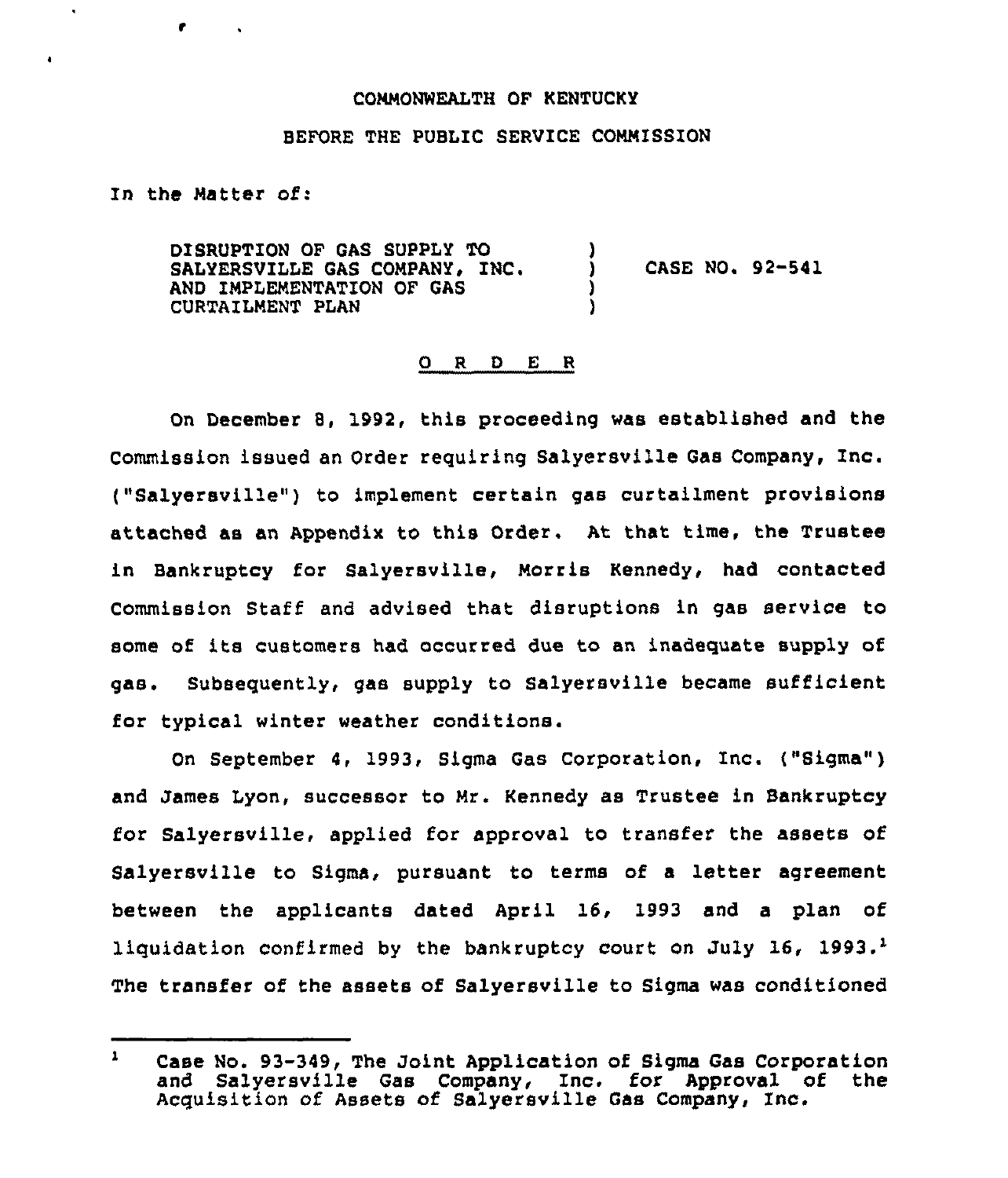COMMONWEALTH OF KENTUCKY

BEFORE THE PUBLIC SERVICE COMMISSION

In the Matter of:

| | | |
|---|---|---|
| DISRUPTION OF GAS SUPPLY TO SALYERSVILLE GAS COMPANY, INC. AND IMPLEMENTATION OF GAS CURTAILMENT PLAN | ) | CASE NO. 92-541 |

O R D E R

On December 8, 1992, this proceeding was established and the Commission issued an Order requiring Salyersville Gas Company, Inc. ("Salyersville") to implement certain gas curtailment provisions attached as an Appendix to this Order. At that time, the Trustee in Bankruptcy for Salyersville, Morris Kennedy, had contacted Commission Staff and advised that disruptions in gas service to some of its customers had occurred due to an inadequate supply of gas. Subsequently, gas supply to Salyersville became sufficient for typical winter weather conditions.

On September 4, 1993, Sigma Gas Corporation, Inc. ("Sigma") and James Lyon, successor to Mr. Kennedy as Trustee in Bankruptcy for Salyersville, applied for approval to transfer the assets of Salyersville to Sigma, pursuant to terms of a letter agreement between the applicants dated April 16, 1993 and a plan of liquidation confirmed by the bankruptcy court on July 16, 1993.[1] The transfer of the assets of Salyersville to Sigma was conditioned

[1] Case No. 93-349, The Joint Application of Sigma Gas Corporation and Salyersville Gas Company, Inc. for Approval of the Acquisition of Assets of Salyersville Gas Company, Inc.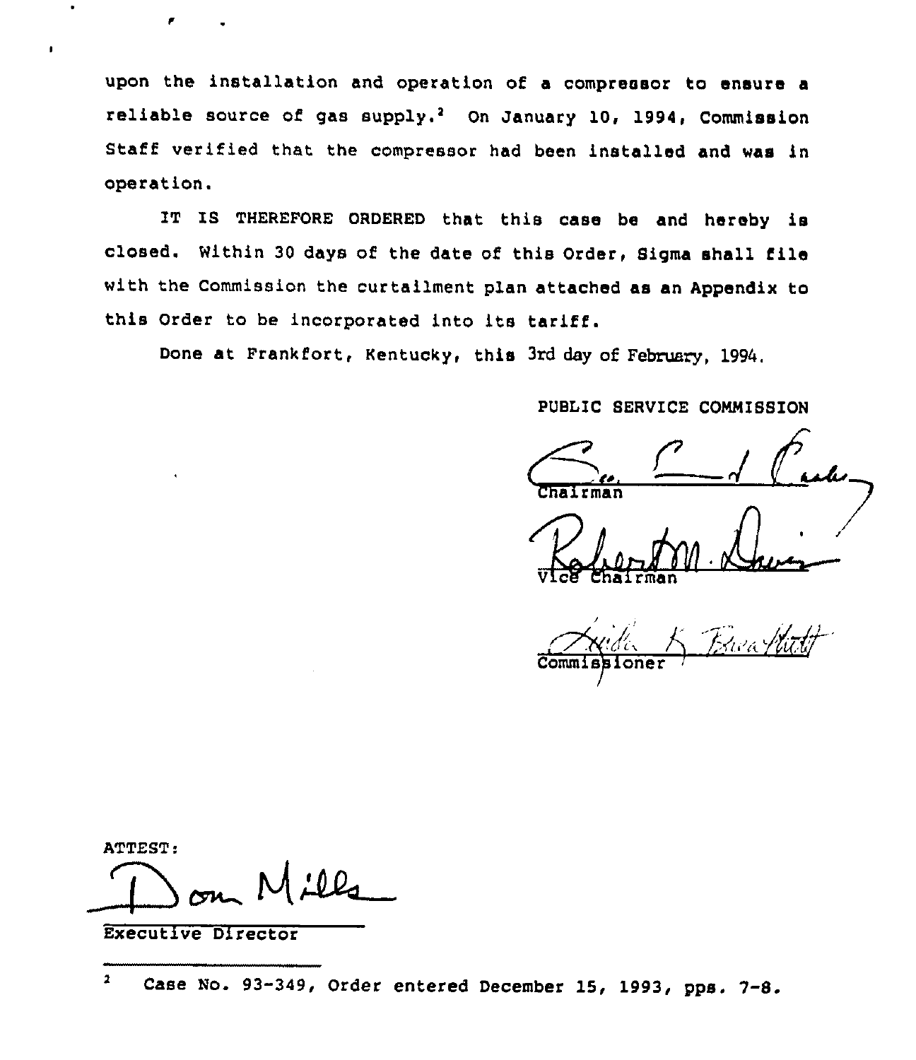upon the installation and operation of a compressor to ensure a reliable source of gas supply.[2] On January 10, 1994, Commission Staff verified that the compressor had been installed and was in operation.

IT IS THEREFORE ORDERED that this case be and hereby is closed. Within 30 days of the date of this Order, Sigma shall file with the Commission the curtailment plan attached as an Appendix to this Order to be incorporated into its tariff.

Done at Frankfort, Kentucky, this 3rd day of February, 1994.

PUBLIC SERVICE COMMISSION

Chairman

Vice Chairman

Commissioner

ATTEST:

Executive Director

---

[2] Case No. 93-349, Order entered December 15, 1993, pps. 7-8.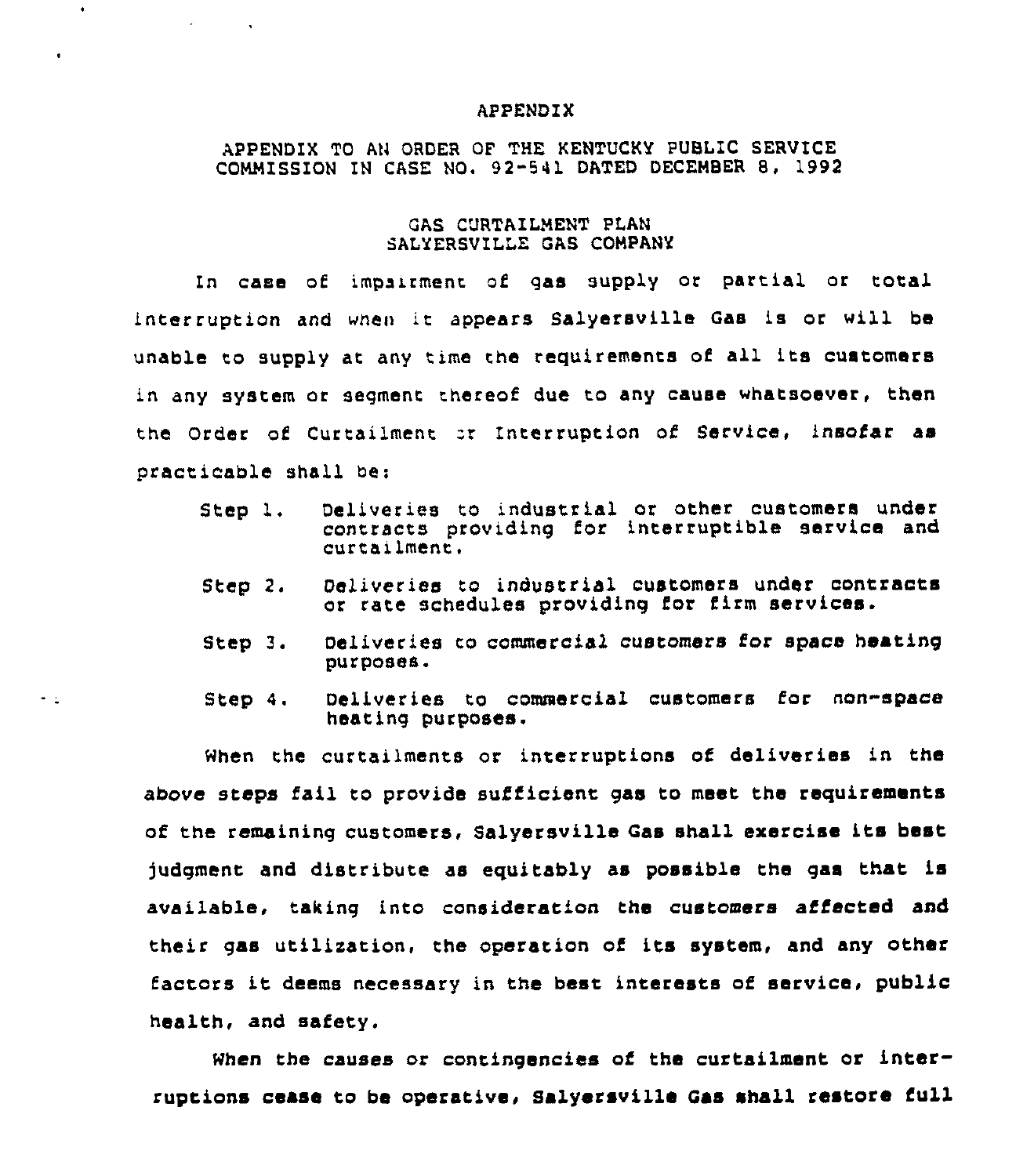APPENDIX

APPENDIX TO AN ORDER OF THE KENTUCKY PUBLIC SERVICE COMMISSION IN CASE NO. 92-541 DATED DECEMBER 8, 1992

GAS CURTAILMENT PLAN
SALYERSVILLE GAS COMPANY

In case of impairment of gas supply or partial or total interruption and when it appears Salyersville Gas is or will be unable to supply at any time the requirements of all its customers in any system or segment thereof due to any cause whatsoever, then the Order of Curtailment or Interruption of Service, insofar as practicable shall be:

Step 1. Deliveries to industrial or other customers under contracts providing for interruptible service and curtailment.

Step 2. Deliveries to industrial customers under contracts or rate schedules providing for firm services.

Step 3. Deliveries to commercial customers for space heating purposes.

Step 4. Deliveries to commercial customers for non-space heating purposes.

When the curtailments or interruptions of deliveries in the above steps fail to provide sufficient gas to meet the requirements of the remaining customers, Salyersville Gas shall exercise its best judgment and distribute as equitably as possible the gas that is available, taking into consideration the customers affected and their gas utilization, the operation of its system, and any other factors it deems necessary in the best interests of service, public health, and safety.

When the causes or contingencies of the curtailment or interruptions cease to be operative, Salyersville Gas shall restore full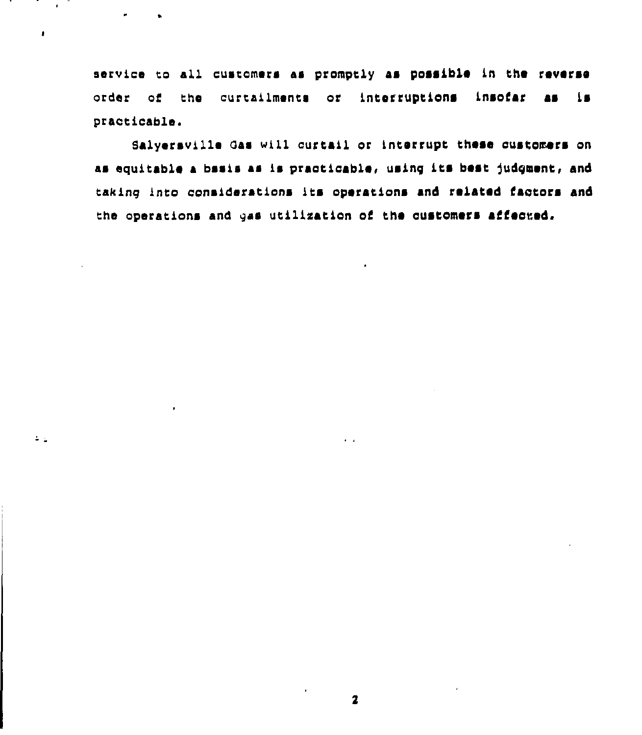service to all customers as promptly as possible in the reverse order of the curtailments or interruptions insofar as is practicable.

Salyersville Gas will curtail or interrupt these customers on as equitable a basis as is practicable, using its best judgment, and taking into considerations its operations and related factors and the operations and gas utilization of the customers affected.